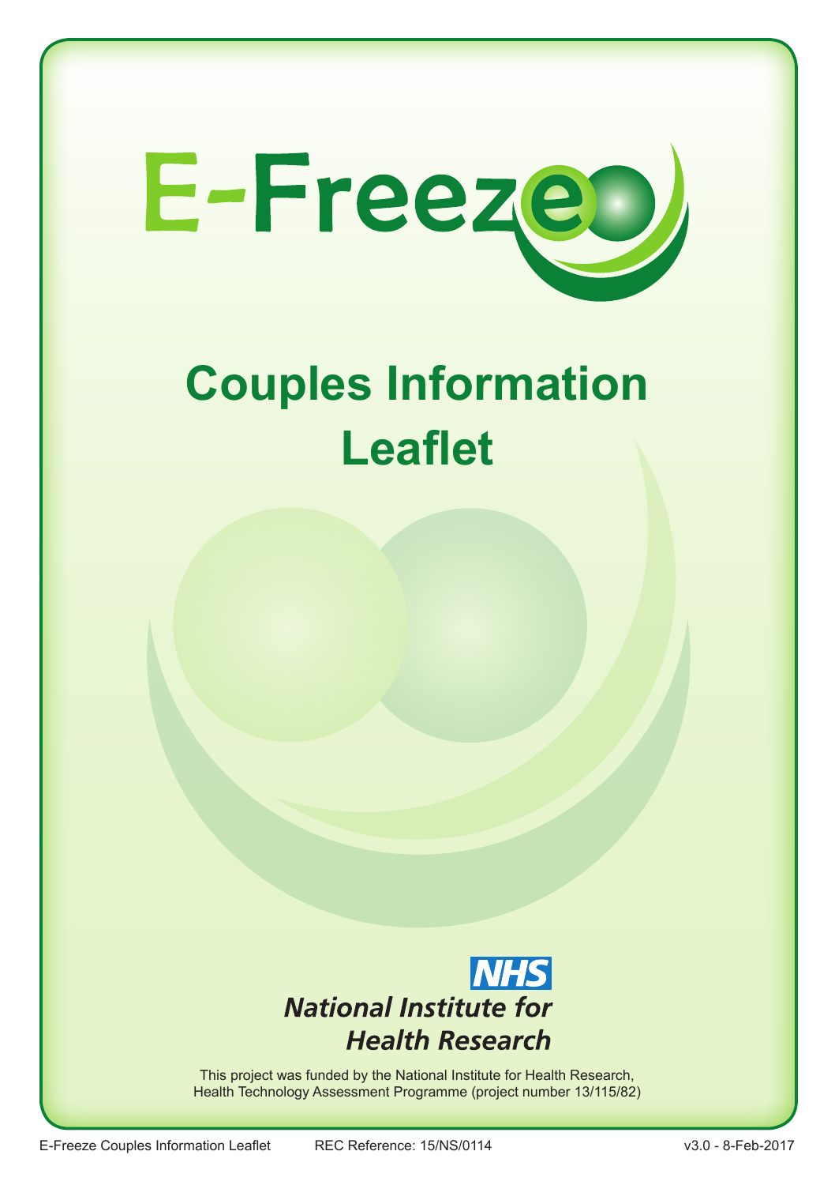# E-Freeze

# Couples Information Leaflet

NHS

*National Institute for Health Research*

This project was funded by the National Institute for Health Research, Health Technology Assessment Programme (project number 13/115/82)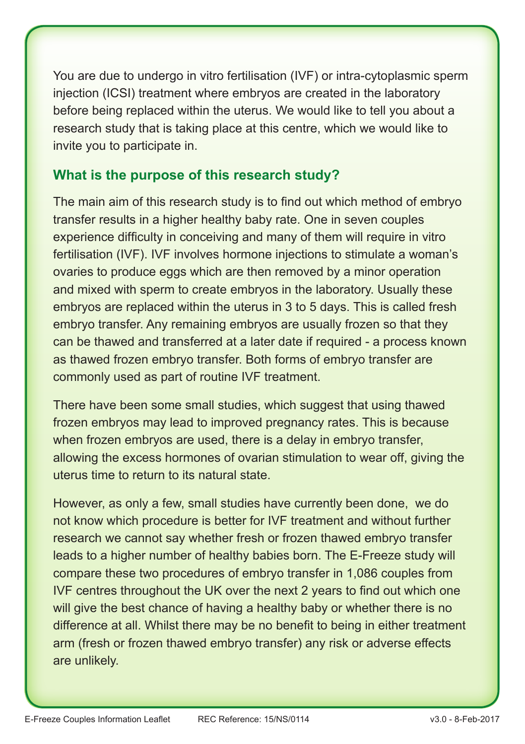You are due to undergo in vitro fertilisation (IVF) or intra-cytoplasmic sperm injection (ICSI) treatment where embryos are created in the laboratory before being replaced within the uterus. We would like to tell you about a research study that is taking place at this centre, which we would like to invite you to participate in.

## What is the purpose of this research study?

The main aim of this research study is to find out which method of embryo transfer results in a higher healthy baby rate. One in seven couples experience difficulty in conceiving and many of them will require in vitro fertilisation (IVF). IVF involves hormone injections to stimulate a woman's ovaries to produce eggs which are then removed by a minor operation and mixed with sperm to create embryos in the laboratory. Usually these embryos are replaced within the uterus in 3 to 5 days. This is called fresh embryo transfer. Any remaining embryos are usually frozen so that they can be thawed and transferred at a later date if required - a process known as thawed frozen embryo transfer. Both forms of embryo transfer are commonly used as part of routine IVF treatment.

There have been some small studies, which suggest that using thawed frozen embryos may lead to improved pregnancy rates. This is because when frozen embryos are used, there is a delay in embryo transfer, allowing the excess hormones of ovarian stimulation to wear off, giving the uterus time to return to its natural state.

However, as only a few, small studies have currently been done, we do not know which procedure is better for IVF treatment and without further research we cannot say whether fresh or frozen thawed embryo transfer leads to a higher number of healthy babies born. The E-Freeze study will compare these two procedures of embryo transfer in 1,086 couples from IVF centres throughout the UK over the next 2 years to find out which one will give the best chance of having a healthy baby or whether there is no difference at all. Whilst there may be no benefit to being in either treatment arm (fresh or frozen thawed embryo transfer) any risk or adverse effects are unlikely.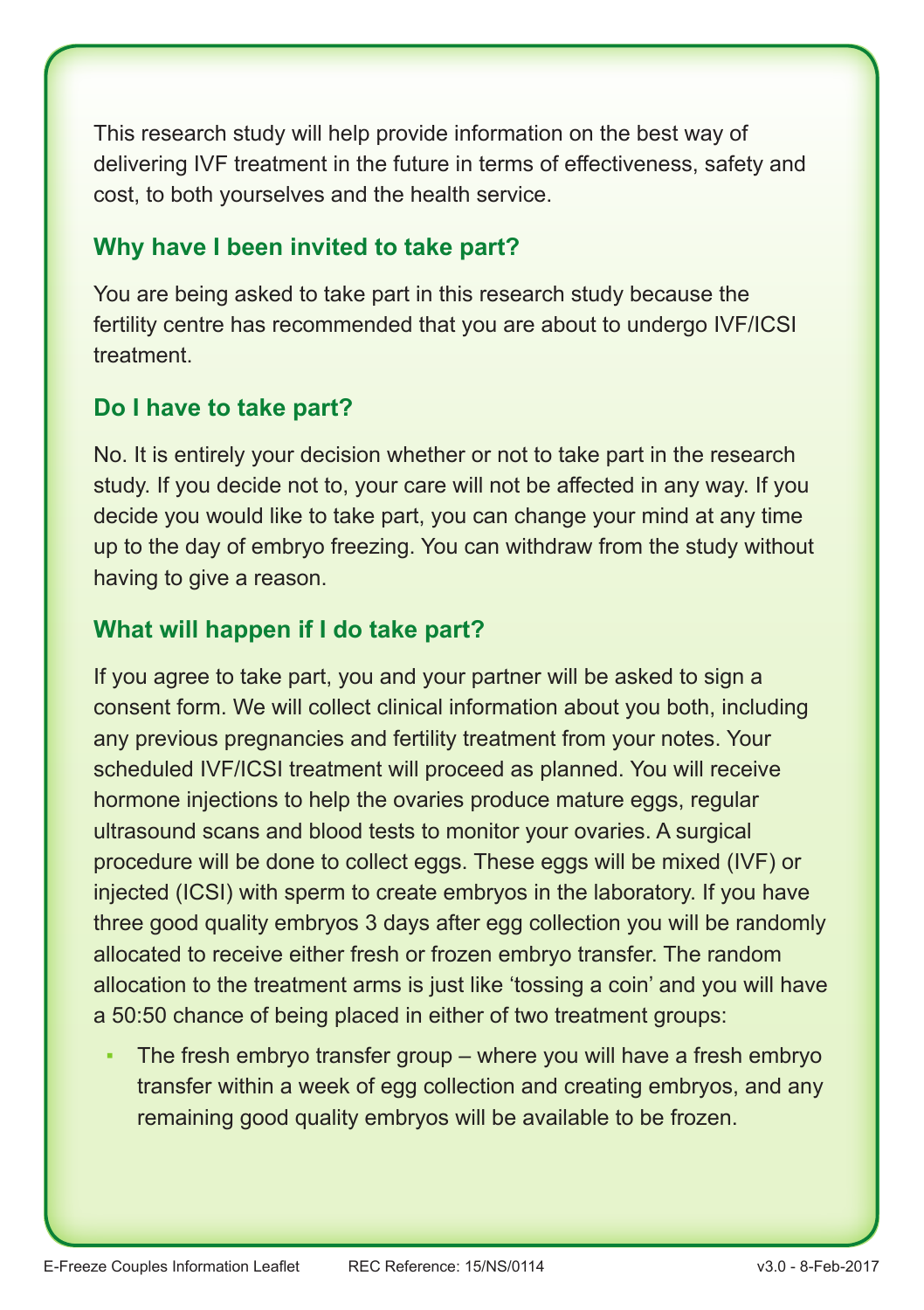This research study will help provide information on the best way of delivering IVF treatment in the future in terms of effectiveness, safety and cost, to both yourselves and the health service.

## Why have I been invited to take part?

You are being asked to take part in this research study because the fertility centre has recommended that you are about to undergo IVF/ICSI treatment.

## Do I have to take part?

No. It is entirely your decision whether or not to take part in the research study. If you decide not to, your care will not be affected in any way. If you decide you would like to take part, you can change your mind at any time up to the day of embryo freezing. You can withdraw from the study without having to give a reason.

## What will happen if I do take part?

If you agree to take part, you and your partner will be asked to sign a consent form. We will collect clinical information about you both, including any previous pregnancies and fertility treatment from your notes. Your scheduled IVF/ICSI treatment will proceed as planned. You will receive hormone injections to help the ovaries produce mature eggs, regular ultrasound scans and blood tests to monitor your ovaries. A surgical procedure will be done to collect eggs. These eggs will be mixed (IVF) or injected (ICSI) with sperm to create embryos in the laboratory. If you have three good quality embryos 3 days after egg collection you will be randomly allocated to receive either fresh or frozen embryo transfer. The random allocation to the treatment arms is just like 'tossing a coin' and you will have a 50:50 chance of being placed in either of two treatment groups:

- The fresh embryo transfer group – where you will have a fresh embryo transfer within a week of egg collection and creating embryos, and any remaining good quality embryos will be available to be frozen.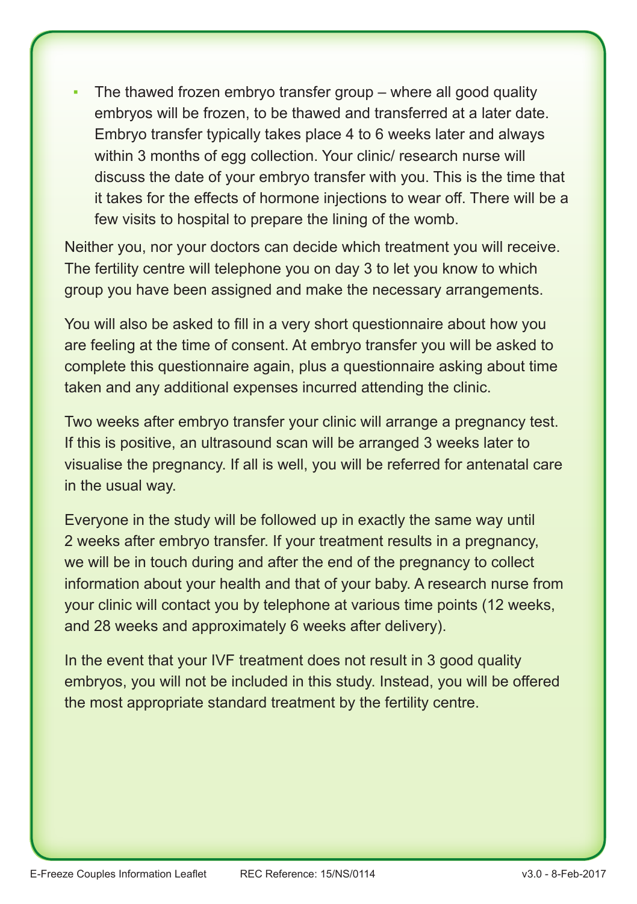- The thawed frozen embryo transfer group – where all good quality embryos will be frozen, to be thawed and transferred at a later date. Embryo transfer typically takes place 4 to 6 weeks later and always within 3 months of egg collection. Your clinic/ research nurse will discuss the date of your embryo transfer with you. This is the time that it takes for the effects of hormone injections to wear off. There will be a few visits to hospital to prepare the lining of the womb.

Neither you, nor your doctors can decide which treatment you will receive. The fertility centre will telephone you on day 3 to let you know to which group you have been assigned and make the necessary arrangements.

You will also be asked to fill in a very short questionnaire about how you are feeling at the time of consent. At embryo transfer you will be asked to complete this questionnaire again, plus a questionnaire asking about time taken and any additional expenses incurred attending the clinic.

Two weeks after embryo transfer your clinic will arrange a pregnancy test. If this is positive, an ultrasound scan will be arranged 3 weeks later to visualise the pregnancy. If all is well, you will be referred for antenatal care in the usual way.

Everyone in the study will be followed up in exactly the same way until 2 weeks after embryo transfer. If your treatment results in a pregnancy, we will be in touch during and after the end of the pregnancy to collect information about your health and that of your baby. A research nurse from your clinic will contact you by telephone at various time points (12 weeks, and 28 weeks and approximately 6 weeks after delivery).

In the event that your IVF treatment does not result in 3 good quality embryos, you will not be included in this study. Instead, you will be offered the most appropriate standard treatment by the fertility centre.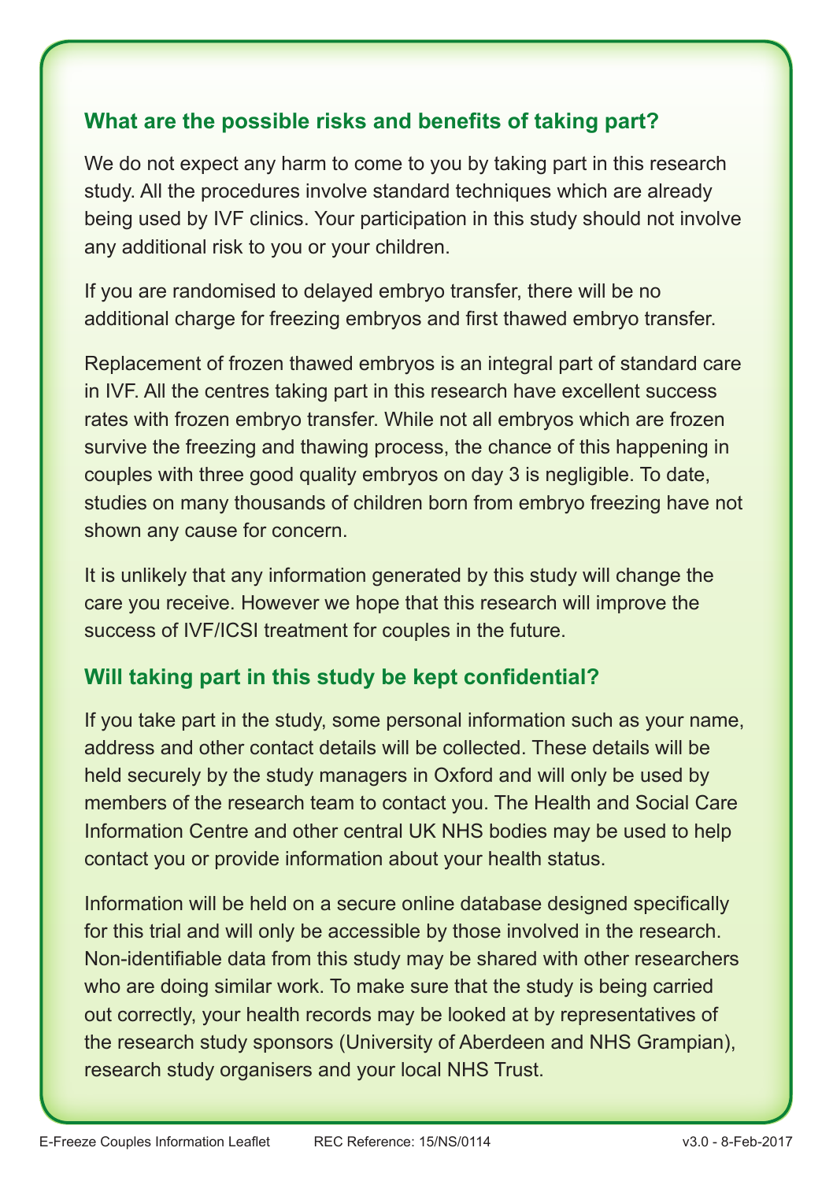## What are the possible risks and benefits of taking part?

We do not expect any harm to come to you by taking part in this research study. All the procedures involve standard techniques which are already being used by IVF clinics. Your participation in this study should not involve any additional risk to you or your children.

If you are randomised to delayed embryo transfer, there will be no additional charge for freezing embryos and first thawed embryo transfer.

Replacement of frozen thawed embryos is an integral part of standard care in IVF. All the centres taking part in this research have excellent success rates with frozen embryo transfer. While not all embryos which are frozen survive the freezing and thawing process, the chance of this happening in couples with three good quality embryos on day 3 is negligible. To date, studies on many thousands of children born from embryo freezing have not shown any cause for concern.

It is unlikely that any information generated by this study will change the care you receive. However we hope that this research will improve the success of IVF/ICSI treatment for couples in the future.

## Will taking part in this study be kept confidential?

If you take part in the study, some personal information such as your name, address and other contact details will be collected. These details will be held securely by the study managers in Oxford and will only be used by members of the research team to contact you. The Health and Social Care Information Centre and other central UK NHS bodies may be used to help contact you or provide information about your health status.

Information will be held on a secure online database designed specifically for this trial and will only be accessible by those involved in the research. Non-identifiable data from this study may be shared with other researchers who are doing similar work. To make sure that the study is being carried out correctly, your health records may be looked at by representatives of the research study sponsors (University of Aberdeen and NHS Grampian), research study organisers and your local NHS Trust.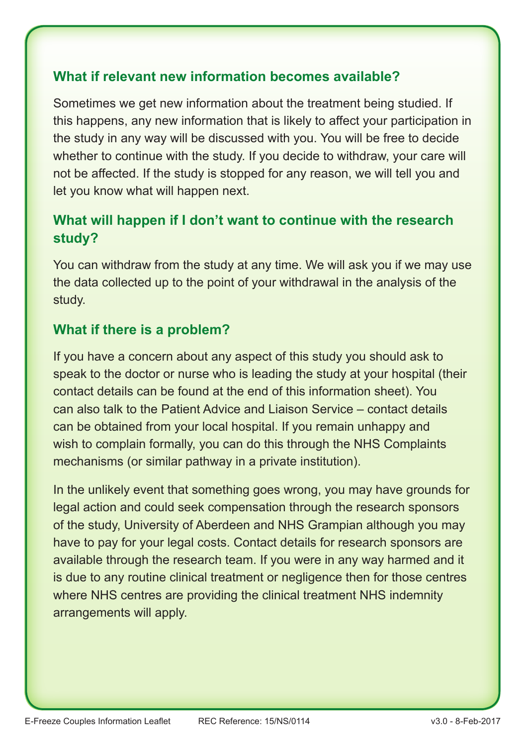## What if relevant new information becomes available?

Sometimes we get new information about the treatment being studied. If this happens, any new information that is likely to affect your participation in the study in any way will be discussed with you. You will be free to decide whether to continue with the study. If you decide to withdraw, your care will not be affected. If the study is stopped for any reason, we will tell you and let you know what will happen next.

## What will happen if I don't want to continue with the research study?

You can withdraw from the study at any time. We will ask you if we may use the data collected up to the point of your withdrawal in the analysis of the study.

## What if there is a problem?

If you have a concern about any aspect of this study you should ask to speak to the doctor or nurse who is leading the study at your hospital (their contact details can be found at the end of this information sheet). You can also talk to the Patient Advice and Liaison Service – contact details can be obtained from your local hospital. If you remain unhappy and wish to complain formally, you can do this through the NHS Complaints mechanisms (or similar pathway in a private institution).

In the unlikely event that something goes wrong, you may have grounds for legal action and could seek compensation through the research sponsors of the study, University of Aberdeen and NHS Grampian although you may have to pay for your legal costs. Contact details for research sponsors are available through the research team. If you were in any way harmed and it is due to any routine clinical treatment or negligence then for those centres where NHS centres are providing the clinical treatment NHS indemnity arrangements will apply.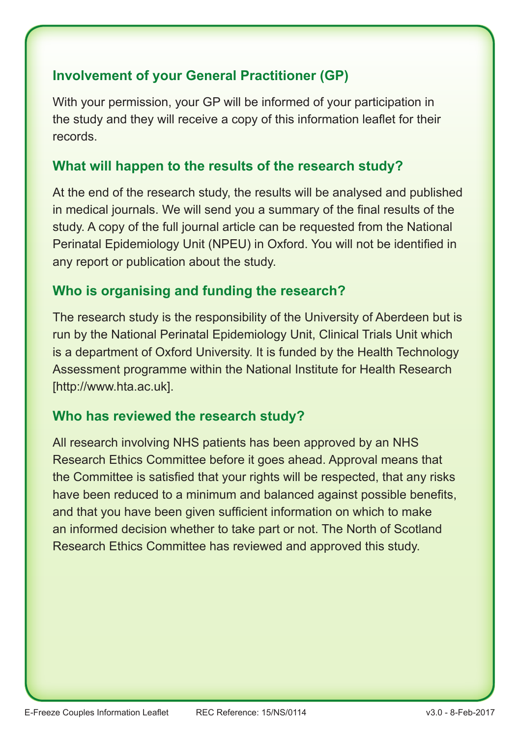## Involvement of your General Practitioner (GP)

With your permission, your GP will be informed of your participation in the study and they will receive a copy of this information leaflet for their records.

## What will happen to the results of the research study?

At the end of the research study, the results will be analysed and published in medical journals. We will send you a summary of the final results of the study. A copy of the full journal article can be requested from the National Perinatal Epidemiology Unit (NPEU) in Oxford. You will not be identified in any report or publication about the study.

## Who is organising and funding the research?

The research study is the responsibility of the University of Aberdeen but is run by the National Perinatal Epidemiology Unit, Clinical Trials Unit which is a department of Oxford University. It is funded by the Health Technology Assessment programme within the National Institute for Health Research [http://www.hta.ac.uk].

## Who has reviewed the research study?

All research involving NHS patients has been approved by an NHS Research Ethics Committee before it goes ahead. Approval means that the Committee is satisfied that your rights will be respected, that any risks have been reduced to a minimum and balanced against possible benefits, and that you have been given sufficient information on which to make an informed decision whether to take part or not. The North of Scotland Research Ethics Committee has reviewed and approved this study.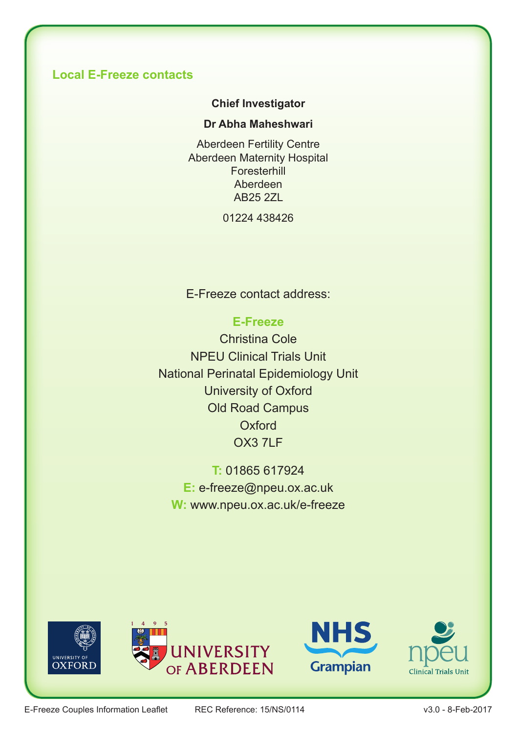## Local E-Freeze contacts

**Chief Investigator**

**Dr Abha Maheshwari**

Aberdeen Fertility Centre
Aberdeen Maternity Hospital
Foresterhill
Aberdeen
AB25 2ZL

01224 438426

E-Freeze contact address:

**E-Freeze**
Christina Cole
NPEU Clinical Trials Unit
National Perinatal Epidemiology Unit
University of Oxford
Old Road Campus
Oxford
OX3 7LF

**T:** 01865 617924
**E:** e-freeze@npeu.ox.ac.uk
**W:** www.npeu.ox.ac.uk/e-freeze

E-Freeze Couples Information Leaflet REC Reference: 15/NS/0114 v3.0 - 8-Feb-2017